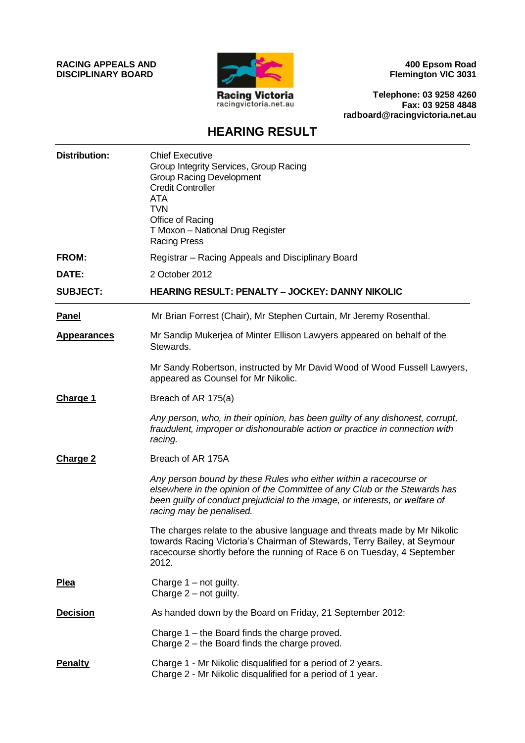**RACING APPEALS AND DISCIPLINARY BOARD**

Racing Victoria
racingvictoria.net.au

**400 Epsom Road**
**Flemington VIC 3031**

**Telephone: 03 9258 4260**
**Fax: 03 9258 4848**
**radboard@racingvictoria.net.au**

# HEARING RESULT

**Distribution:** Chief Executive
Group Integrity Services, Group Racing
Group Racing Development
Credit Controller
ATA
TVN
Office of Racing
T Moxon – National Drug Register
Racing Press

**FROM:** Registrar – Racing Appeals and Disciplinary Board

**DATE:** 2 October 2012

**SUBJECT:** **HEARING RESULT: PENALTY – JOCKEY: DANNY NIKOLIC**

---

**Panel**

Mr Brian Forrest (Chair), Mr Stephen Curtain, Mr Jeremy Rosenthal.

**Appearances**

Mr Sandip Mukerjea of Minter Ellison Lawyers appeared on behalf of the Stewards.

Mr Sandy Robertson, instructed by Mr David Wood of Wood Fussell Lawyers, appeared as Counsel for Mr Nikolic.

**Charge 1**

Breach of AR 175(a)

*Any person, who, in their opinion, has been guilty of any dishonest, corrupt, fraudulent, improper or dishonourable action or practice in connection with racing.*

**Charge 2**

Breach of AR 175A

*Any person bound by these Rules who either within a racecourse or elsewhere in the opinion of the Committee of any Club or the Stewards has been guilty of conduct prejudicial to the image, or interests, or welfare of racing may be penalised.*

The charges relate to the abusive language and threats made by Mr Nikolic towards Racing Victoria's Chairman of Stewards, Terry Bailey, at Seymour racecourse shortly before the running of Race 6 on Tuesday, 4 September 2012.

**Plea**

Charge 1 – not guilty.
Charge 2 – not guilty.

**Decision**

As handed down by the Board on Friday, 21 September 2012:

Charge 1 – the Board finds the charge proved.
Charge 2 – the Board finds the charge proved.

**Penalty**

Charge 1 - Mr Nikolic disqualified for a period of 2 years.
Charge 2 - Mr Nikolic disqualified for a period of 1 year.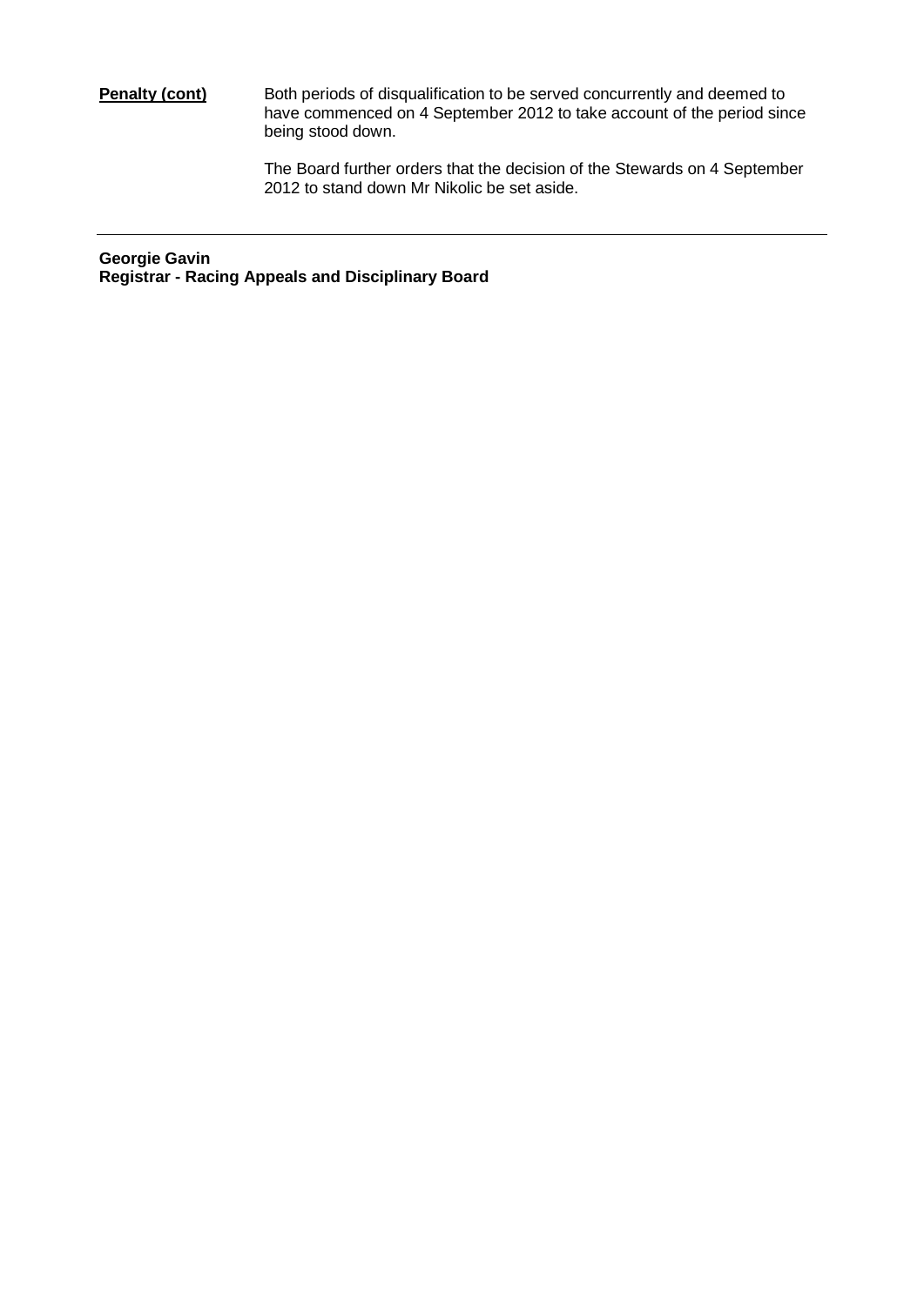**Penalty (cont)** Both periods of disqualification to be served concurrently and deemed to have commenced on 4 September 2012 to take account of the period since being stood down.

The Board further orders that the decision of the Stewards on 4 September 2012 to stand down Mr Nikolic be set aside.

---

**Georgie Gavin**
**Registrar - Racing Appeals and Disciplinary Board**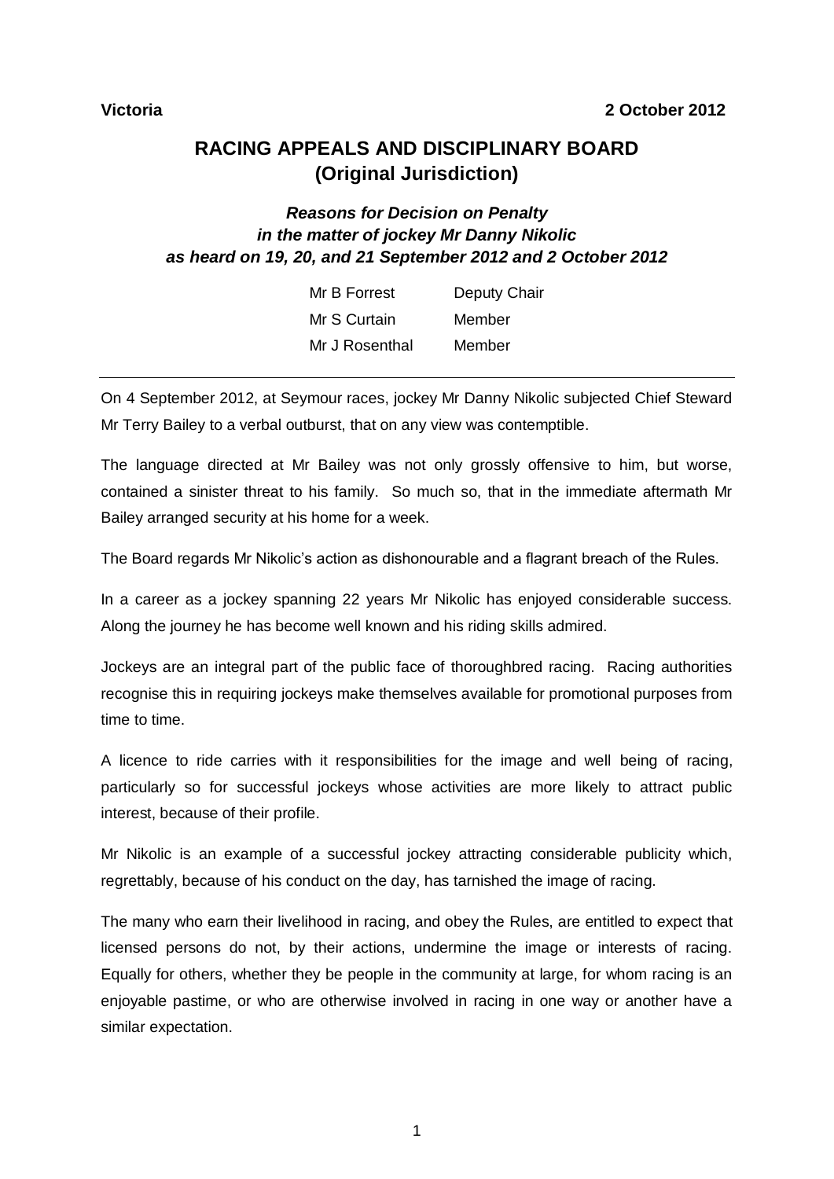**Victoria** **2 October 2012**

# RACING APPEALS AND DISCIPLINARY BOARD (Original Jurisdiction)

***Reasons for Decision on Penalty in the matter of jockey Mr Danny Nikolic as heard on 19, 20, and 21 September 2012 and 2 October 2012***

| | |
|---|---|
| Mr B Forrest | Deputy Chair |
| Mr S Curtain | Member |
| Mr J Rosenthal | Member |

---

On 4 September 2012, at Seymour races, jockey Mr Danny Nikolic subjected Chief Steward Mr Terry Bailey to a verbal outburst, that on any view was contemptible.

The language directed at Mr Bailey was not only grossly offensive to him, but worse, contained a sinister threat to his family. So much so, that in the immediate aftermath Mr Bailey arranged security at his home for a week.

The Board regards Mr Nikolic's action as dishonourable and a flagrant breach of the Rules.

In a career as a jockey spanning 22 years Mr Nikolic has enjoyed considerable success. Along the journey he has become well known and his riding skills admired.

Jockeys are an integral part of the public face of thoroughbred racing. Racing authorities recognise this in requiring jockeys make themselves available for promotional purposes from time to time.

A licence to ride carries with it responsibilities for the image and well being of racing, particularly so for successful jockeys whose activities are more likely to attract public interest, because of their profile.

Mr Nikolic is an example of a successful jockey attracting considerable publicity which, regrettably, because of his conduct on the day, has tarnished the image of racing.

The many who earn their livelihood in racing, and obey the Rules, are entitled to expect that licensed persons do not, by their actions, undermine the image or interests of racing. Equally for others, whether they be people in the community at large, for whom racing is an enjoyable pastime, or who are otherwise involved in racing in one way or another have a similar expectation.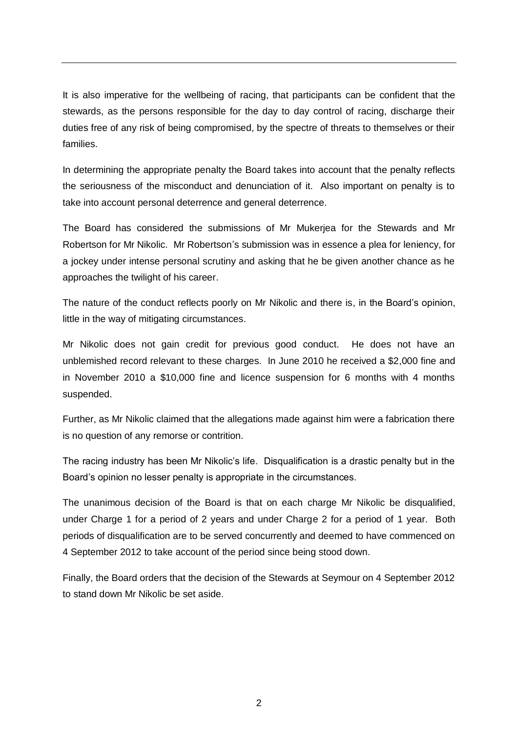It is also imperative for the wellbeing of racing, that participants can be confident that the stewards, as the persons responsible for the day to day control of racing, discharge their duties free of any risk of being compromised, by the spectre of threats to themselves or their families.

In determining the appropriate penalty the Board takes into account that the penalty reflects the seriousness of the misconduct and denunciation of it. Also important on penalty is to take into account personal deterrence and general deterrence.

The Board has considered the submissions of Mr Mukerjea for the Stewards and Mr Robertson for Mr Nikolic. Mr Robertson's submission was in essence a plea for leniency, for a jockey under intense personal scrutiny and asking that he be given another chance as he approaches the twilight of his career.

The nature of the conduct reflects poorly on Mr Nikolic and there is, in the Board's opinion, little in the way of mitigating circumstances.

Mr Nikolic does not gain credit for previous good conduct. He does not have an unblemished record relevant to these charges. In June 2010 he received a $2,000 fine and in November 2010 a $10,000 fine and licence suspension for 6 months with 4 months suspended.

Further, as Mr Nikolic claimed that the allegations made against him were a fabrication there is no question of any remorse or contrition.

The racing industry has been Mr Nikolic's life. Disqualification is a drastic penalty but in the Board's opinion no lesser penalty is appropriate in the circumstances.

The unanimous decision of the Board is that on each charge Mr Nikolic be disqualified, under Charge 1 for a period of 2 years and under Charge 2 for a period of 1 year. Both periods of disqualification are to be served concurrently and deemed to have commenced on 4 September 2012 to take account of the period since being stood down.

Finally, the Board orders that the decision of the Stewards at Seymour on 4 September 2012 to stand down Mr Nikolic be set aside.